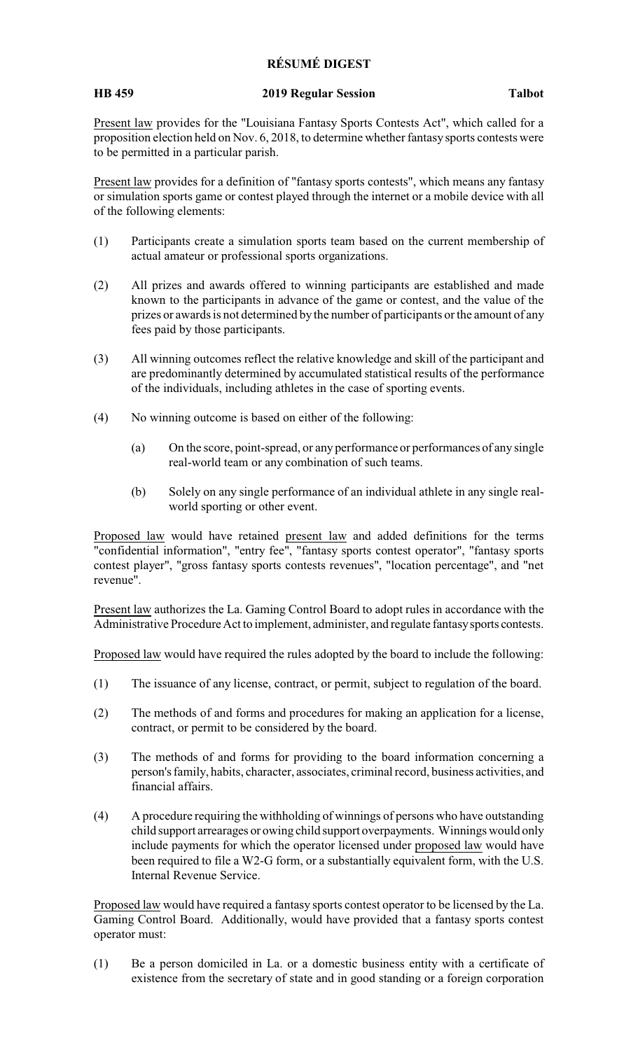# RÉSUMÉ DIGEST

**HB 459** **2019 Regular Session** **Talbot**

Present law provides for the "Louisiana Fantasy Sports Contests Act", which called for a proposition election held on Nov. 6, 2018, to determine whether fantasy sports contests were to be permitted in a particular parish.

Present law provides for a definition of "fantasy sports contests", which means any fantasy or simulation sports game or contest played through the internet or a mobile device with all of the following elements:

(1) Participants create a simulation sports team based on the current membership of actual amateur or professional sports organizations.

(2) All prizes and awards offered to winning participants are established and made known to the participants in advance of the game or contest, and the value of the prizes or awards is not determined by the number of participants or the amount of any fees paid by those participants.

(3) All winning outcomes reflect the relative knowledge and skill of the participant and are predominantly determined by accumulated statistical results of the performance of the individuals, including athletes in the case of sporting events.

(4) No winning outcome is based on either of the following:

   (a) On the score, point-spread, or any performance or performances of any single real-world team or any combination of such teams.

   (b) Solely on any single performance of an individual athlete in any single real-world sporting or other event.

Proposed law would have retained present law and added definitions for the terms "confidential information", "entry fee", "fantasy sports contest operator", "fantasy sports contest player", "gross fantasy sports contests revenues", "location percentage", and "net revenue".

Present law authorizes the La. Gaming Control Board to adopt rules in accordance with the Administrative Procedure Act to implement, administer, and regulate fantasy sports contests.

Proposed law would have required the rules adopted by the board to include the following:

(1) The issuance of any license, contract, or permit, subject to regulation of the board.

(2) The methods of and forms and procedures for making an application for a license, contract, or permit to be considered by the board.

(3) The methods of and forms for providing to the board information concerning a person's family, habits, character, associates, criminal record, business activities, and financial affairs.

(4) A procedure requiring the withholding of winnings of persons who have outstanding child support arrearages or owing child support overpayments. Winnings would only include payments for which the operator licensed under proposed law would have been required to file a W2-G form, or a substantially equivalent form, with the U.S. Internal Revenue Service.

Proposed law would have required a fantasy sports contest operator to be licensed by the La. Gaming Control Board. Additionally, would have provided that a fantasy sports contest operator must:

(1) Be a person domiciled in La. or a domestic business entity with a certificate of existence from the secretary of state and in good standing or a foreign corporation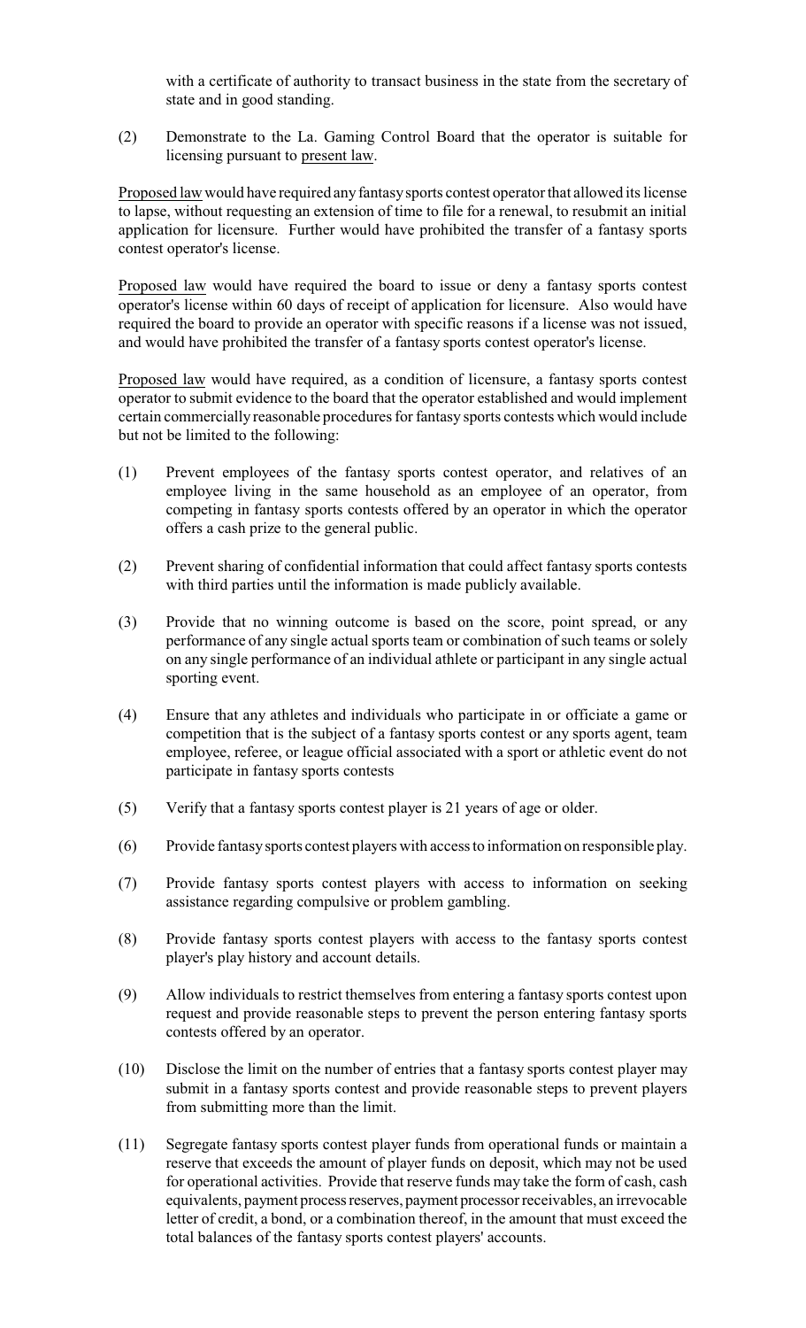with a certificate of authority to transact business in the state from the secretary of state and in good standing.

(2) Demonstrate to the La. Gaming Control Board that the operator is suitable for licensing pursuant to present law.

Proposed law would have required any fantasy sports contest operator that allowed its license to lapse, without requesting an extension of time to file for a renewal, to resubmit an initial application for licensure. Further would have prohibited the transfer of a fantasy sports contest operator's license.

Proposed law would have required the board to issue or deny a fantasy sports contest operator's license within 60 days of receipt of application for licensure. Also would have required the board to provide an operator with specific reasons if a license was not issued, and would have prohibited the transfer of a fantasy sports contest operator's license.

Proposed law would have required, as a condition of licensure, a fantasy sports contest operator to submit evidence to the board that the operator established and would implement certain commercially reasonable procedures for fantasy sports contests which would include but not be limited to the following:

(1) Prevent employees of the fantasy sports contest operator, and relatives of an employee living in the same household as an employee of an operator, from competing in fantasy sports contests offered by an operator in which the operator offers a cash prize to the general public.

(2) Prevent sharing of confidential information that could affect fantasy sports contests with third parties until the information is made publicly available.

(3) Provide that no winning outcome is based on the score, point spread, or any performance of any single actual sports team or combination of such teams or solely on any single performance of an individual athlete or participant in any single actual sporting event.

(4) Ensure that any athletes and individuals who participate in or officiate a game or competition that is the subject of a fantasy sports contest or any sports agent, team employee, referee, or league official associated with a sport or athletic event do not participate in fantasy sports contests

(5) Verify that a fantasy sports contest player is 21 years of age or older.

(6) Provide fantasy sports contest players with access to information on responsible play.

(7) Provide fantasy sports contest players with access to information on seeking assistance regarding compulsive or problem gambling.

(8) Provide fantasy sports contest players with access to the fantasy sports contest player's play history and account details.

(9) Allow individuals to restrict themselves from entering a fantasy sports contest upon request and provide reasonable steps to prevent the person entering fantasy sports contests offered by an operator.

(10) Disclose the limit on the number of entries that a fantasy sports contest player may submit in a fantasy sports contest and provide reasonable steps to prevent players from submitting more than the limit.

(11) Segregate fantasy sports contest player funds from operational funds or maintain a reserve that exceeds the amount of player funds on deposit, which may not be used for operational activities. Provide that reserve funds may take the form of cash, cash equivalents, payment process reserves, payment processor receivables, an irrevocable letter of credit, a bond, or a combination thereof, in the amount that must exceed the total balances of the fantasy sports contest players' accounts.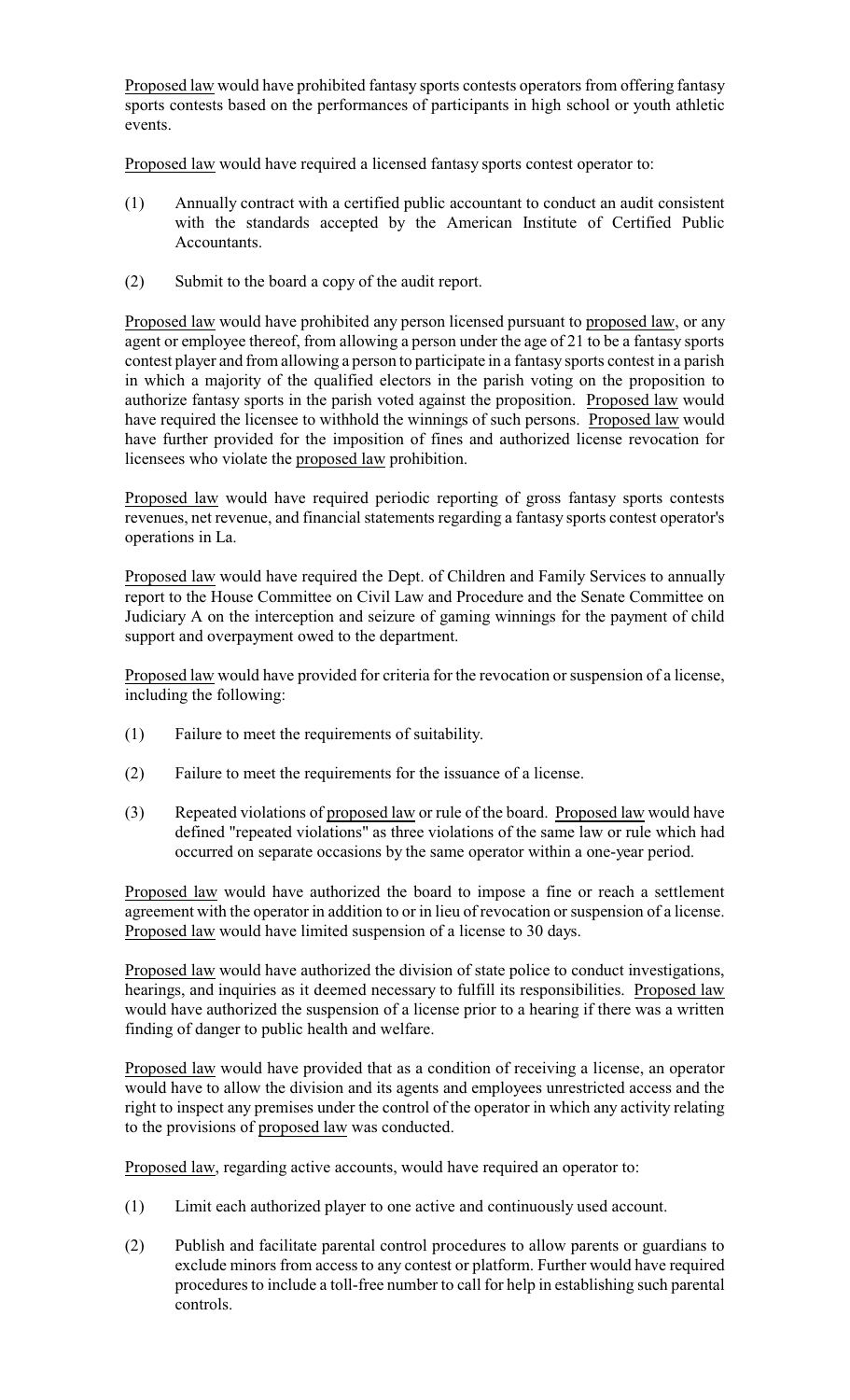Proposed law would have prohibited fantasy sports contests operators from offering fantasy sports contests based on the performances of participants in high school or youth athletic events.

Proposed law would have required a licensed fantasy sports contest operator to:

(1) Annually contract with a certified public accountant to conduct an audit consistent with the standards accepted by the American Institute of Certified Public Accountants.

(2) Submit to the board a copy of the audit report.

Proposed law would have prohibited any person licensed pursuant to proposed law, or any agent or employee thereof, from allowing a person under the age of 21 to be a fantasy sports contest player and from allowing a person to participate in a fantasy sports contest in a parish in which a majority of the qualified electors in the parish voting on the proposition to authorize fantasy sports in the parish voted against the proposition. Proposed law would have required the licensee to withhold the winnings of such persons. Proposed law would have further provided for the imposition of fines and authorized license revocation for licensees who violate the proposed law prohibition.

Proposed law would have required periodic reporting of gross fantasy sports contests revenues, net revenue, and financial statements regarding a fantasy sports contest operator's operations in La.

Proposed law would have required the Dept. of Children and Family Services to annually report to the House Committee on Civil Law and Procedure and the Senate Committee on Judiciary A on the interception and seizure of gaming winnings for the payment of child support and overpayment owed to the department.

Proposed law would have provided for criteria for the revocation or suspension of a license, including the following:

(1) Failure to meet the requirements of suitability.

(2) Failure to meet the requirements for the issuance of a license.

(3) Repeated violations of proposed law or rule of the board. Proposed law would have defined "repeated violations" as three violations of the same law or rule which had occurred on separate occasions by the same operator within a one-year period.

Proposed law would have authorized the board to impose a fine or reach a settlement agreement with the operator in addition to or in lieu of revocation or suspension of a license. Proposed law would have limited suspension of a license to 30 days.

Proposed law would have authorized the division of state police to conduct investigations, hearings, and inquiries as it deemed necessary to fulfill its responsibilities. Proposed law would have authorized the suspension of a license prior to a hearing if there was a written finding of danger to public health and welfare.

Proposed law would have provided that as a condition of receiving a license, an operator would have to allow the division and its agents and employees unrestricted access and the right to inspect any premises under the control of the operator in which any activity relating to the provisions of proposed law was conducted.

Proposed law, regarding active accounts, would have required an operator to:

(1) Limit each authorized player to one active and continuously used account.

(2) Publish and facilitate parental control procedures to allow parents or guardians to exclude minors from access to any contest or platform. Further would have required procedures to include a toll-free number to call for help in establishing such parental controls.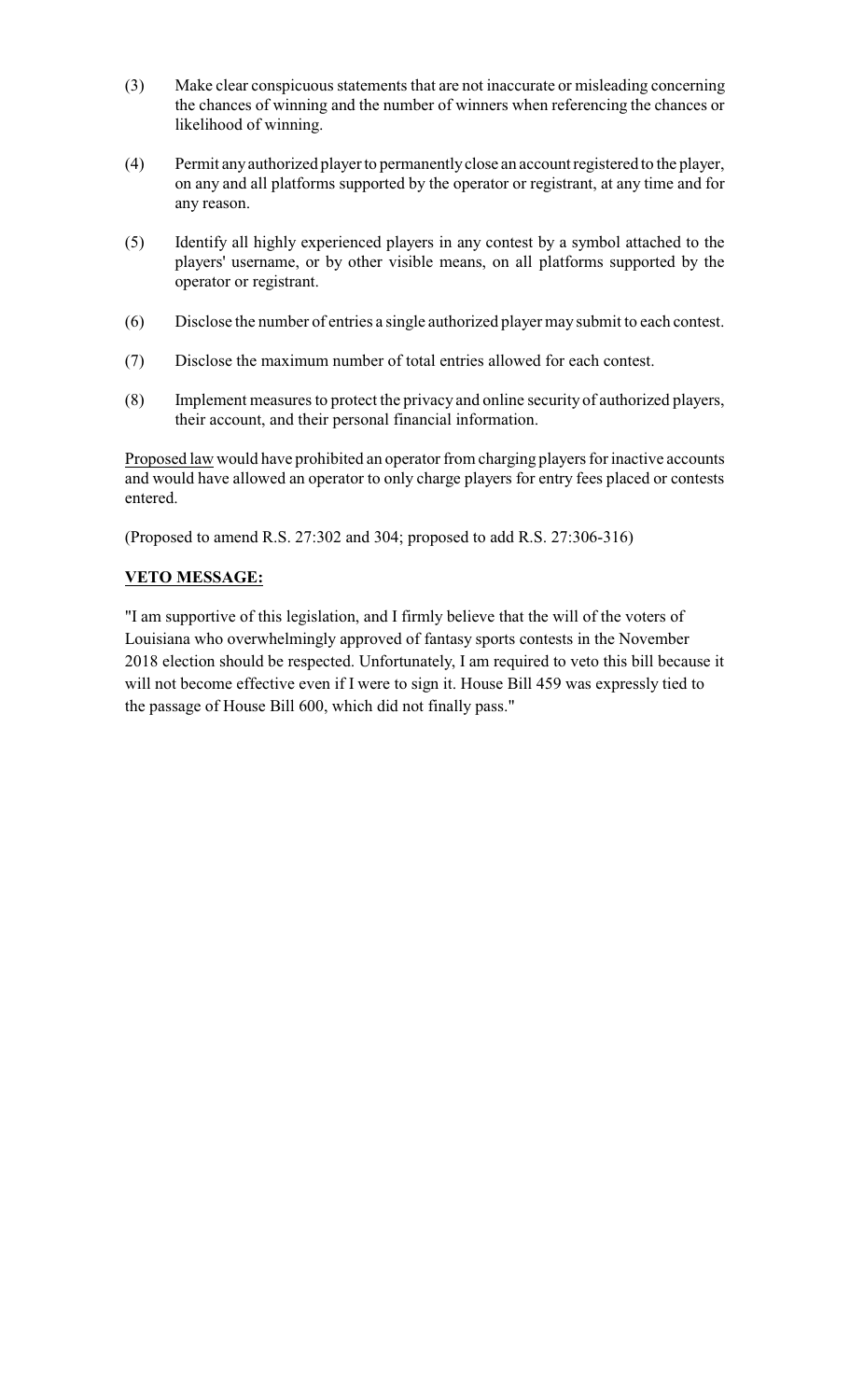(3) Make clear conspicuous statements that are not inaccurate or misleading concerning the chances of winning and the number of winners when referencing the chances or likelihood of winning.

(4) Permit any authorized player to permanently close an account registered to the player, on any and all platforms supported by the operator or registrant, at any time and for any reason.

(5) Identify all highly experienced players in any contest by a symbol attached to the players' username, or by other visible means, on all platforms supported by the operator or registrant.

(6) Disclose the number of entries a single authorized player may submit to each contest.

(7) Disclose the maximum number of total entries allowed for each contest.

(8) Implement measures to protect the privacy and online security of authorized players, their account, and their personal financial information.

Proposed law would have prohibited an operator from charging players for inactive accounts and would have allowed an operator to only charge players for entry fees placed or contests entered.

(Proposed to amend R.S. 27:302 and 304; proposed to add R.S. 27:306-316)

**VETO MESSAGE:**

"I am supportive of this legislation, and I firmly believe that the will of the voters of Louisiana who overwhelmingly approved of fantasy sports contests in the November 2018 election should be respected. Unfortunately, I am required to veto this bill because it will not become effective even if I were to sign it. House Bill 459 was expressly tied to the passage of House Bill 600, which did not finally pass."